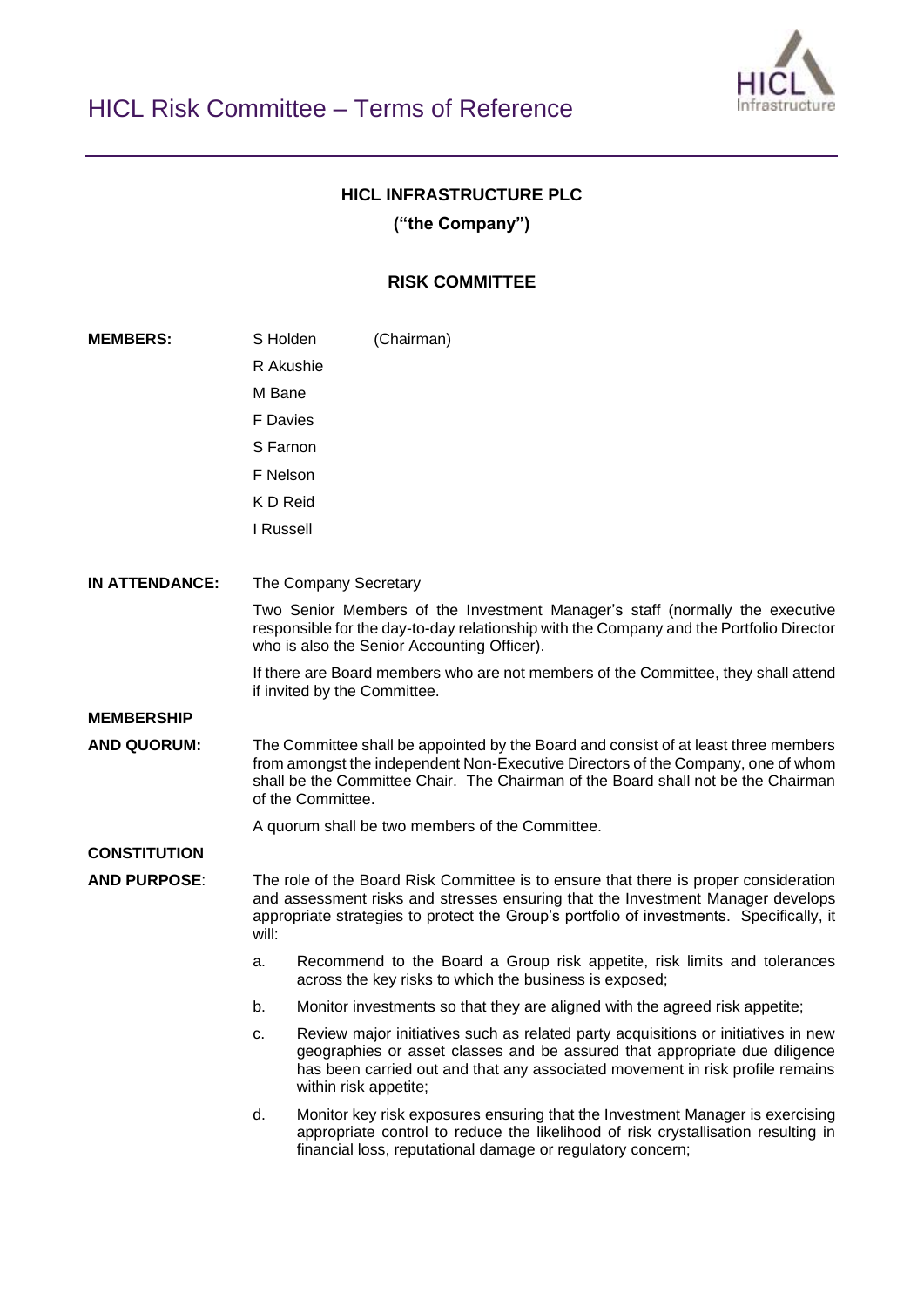# HICL Risk Committee – Terms of Reference

**HICL INFRASTRUCTURE PLC**

**("the Company")**

**RISK COMMITTEE**

**MEMBERS:**

S Holden (Chairman)
R Akushie
M Bane
F Davies
S Farnon
F Nelson
K D Reid
I Russell

**IN ATTENDANCE:**

The Company Secretary

Two Senior Members of the Investment Manager's staff (normally the executive responsible for the day-to-day relationship with the Company and the Portfolio Director who is also the Senior Accounting Officer).

If there are Board members who are not members of the Committee, they shall attend if invited by the Committee.

**MEMBERSHIP AND QUORUM:**

The Committee shall be appointed by the Board and consist of at least three members from amongst the independent Non-Executive Directors of the Company, one of whom shall be the Committee Chair. The Chairman of the Board shall not be the Chairman of the Committee.

A quorum shall be two members of the Committee.

**CONSTITUTION AND PURPOSE:**

The role of the Board Risk Committee is to ensure that there is proper consideration and assessment risks and stresses ensuring that the Investment Manager develops appropriate strategies to protect the Group's portfolio of investments. Specifically, it will:

a. Recommend to the Board a Group risk appetite, risk limits and tolerances across the key risks to which the business is exposed;

b. Monitor investments so that they are aligned with the agreed risk appetite;

c. Review major initiatives such as related party acquisitions or initiatives in new geographies or asset classes and be assured that appropriate due diligence has been carried out and that any associated movement in risk profile remains within risk appetite;

d. Monitor key risk exposures ensuring that the Investment Manager is exercising appropriate control to reduce the likelihood of risk crystallisation resulting in financial loss, reputational damage or regulatory concern;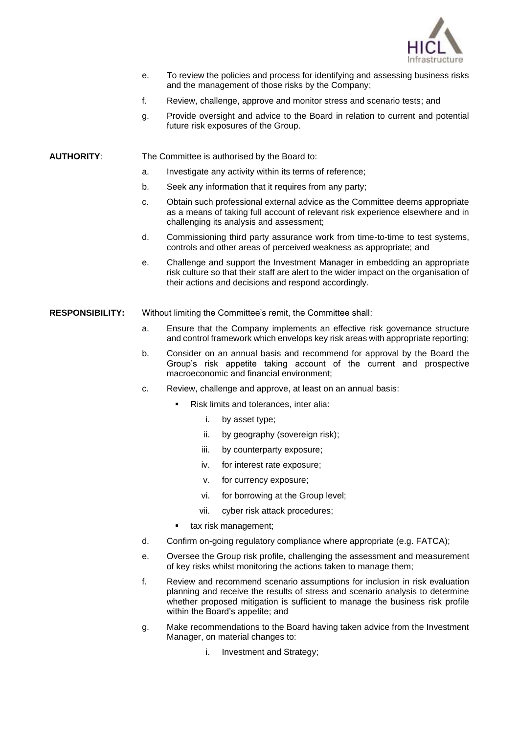e. To review the policies and process for identifying and assessing business risks and the management of those risks by the Company;

f. Review, challenge, approve and monitor stress and scenario tests; and

g. Provide oversight and advice to the Board in relation to current and potential future risk exposures of the Group.

**AUTHORITY**: The Committee is authorised by the Board to:

a. Investigate any activity within its terms of reference;

b. Seek any information that it requires from any party;

c. Obtain such professional external advice as the Committee deems appropriate as a means of taking full account of relevant risk experience elsewhere and in challenging its analysis and assessment;

d. Commissioning third party assurance work from time-to-time to test systems, controls and other areas of perceived weakness as appropriate; and

e. Challenge and support the Investment Manager in embedding an appropriate risk culture so that their staff are alert to the wider impact on the organisation of their actions and decisions and respond accordingly.

**RESPONSIBILITY:** Without limiting the Committee's remit, the Committee shall:

a. Ensure that the Company implements an effective risk governance structure and control framework which envelops key risk areas with appropriate reporting;

b. Consider on an annual basis and recommend for approval by the Board the Group's risk appetite taking account of the current and prospective macroeconomic and financial environment;

c. Review, challenge and approve, at least on an annual basis:

   - Risk limits and tolerances, inter alia:
     - i. by asset type;
     - ii. by geography (sovereign risk);
     - iii. by counterparty exposure;
     - iv. for interest rate exposure;
     - v. for currency exposure;
     - vi. for borrowing at the Group level;
     - vii. cyber risk attack procedures;
   - tax risk management;

d. Confirm on-going regulatory compliance where appropriate (e.g. FATCA);

e. Oversee the Group risk profile, challenging the assessment and measurement of key risks whilst monitoring the actions taken to manage them;

f. Review and recommend scenario assumptions for inclusion in risk evaluation planning and receive the results of stress and scenario analysis to determine whether proposed mitigation is sufficient to manage the business risk profile within the Board's appetite; and

g. Make recommendations to the Board having taken advice from the Investment Manager, on material changes to:

   i. Investment and Strategy;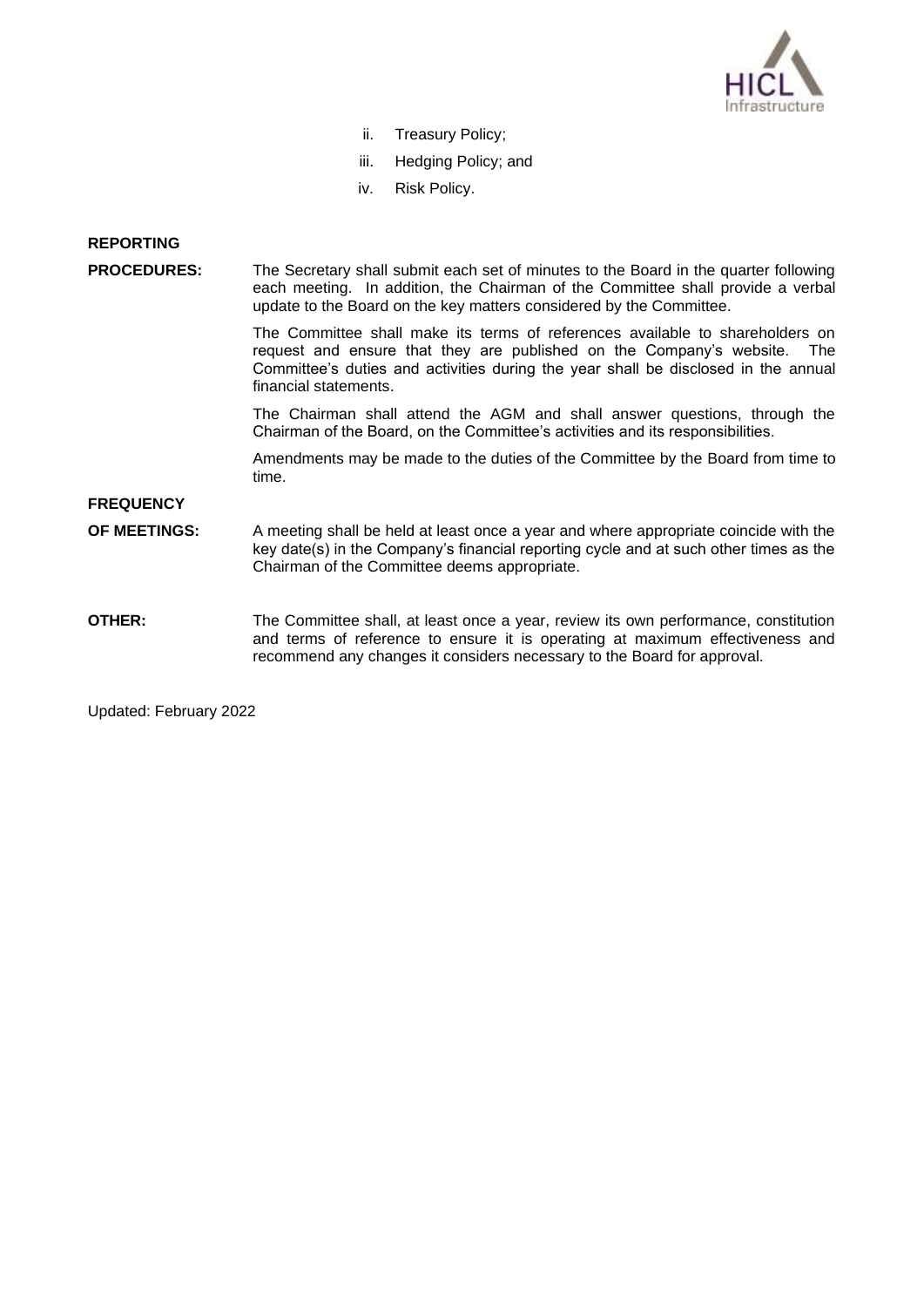ii. Treasury Policy;

iii. Hedging Policy; and

iv. Risk Policy.

**REPORTING PROCEDURES:**

The Secretary shall submit each set of minutes to the Board in the quarter following each meeting. In addition, the Chairman of the Committee shall provide a verbal update to the Board on the key matters considered by the Committee.

The Committee shall make its terms of references available to shareholders on request and ensure that they are published on the Company's website. The Committee's duties and activities during the year shall be disclosed in the annual financial statements.

The Chairman shall attend the AGM and shall answer questions, through the Chairman of the Board, on the Committee's activities and its responsibilities.

Amendments may be made to the duties of the Committee by the Board from time to time.

**FREQUENCY OF MEETINGS:**

A meeting shall be held at least once a year and where appropriate coincide with the key date(s) in the Company's financial reporting cycle and at such other times as the Chairman of the Committee deems appropriate.

**OTHER:**

The Committee shall, at least once a year, review its own performance, constitution and terms of reference to ensure it is operating at maximum effectiveness and recommend any changes it considers necessary to the Board for approval.

Updated: February 2022